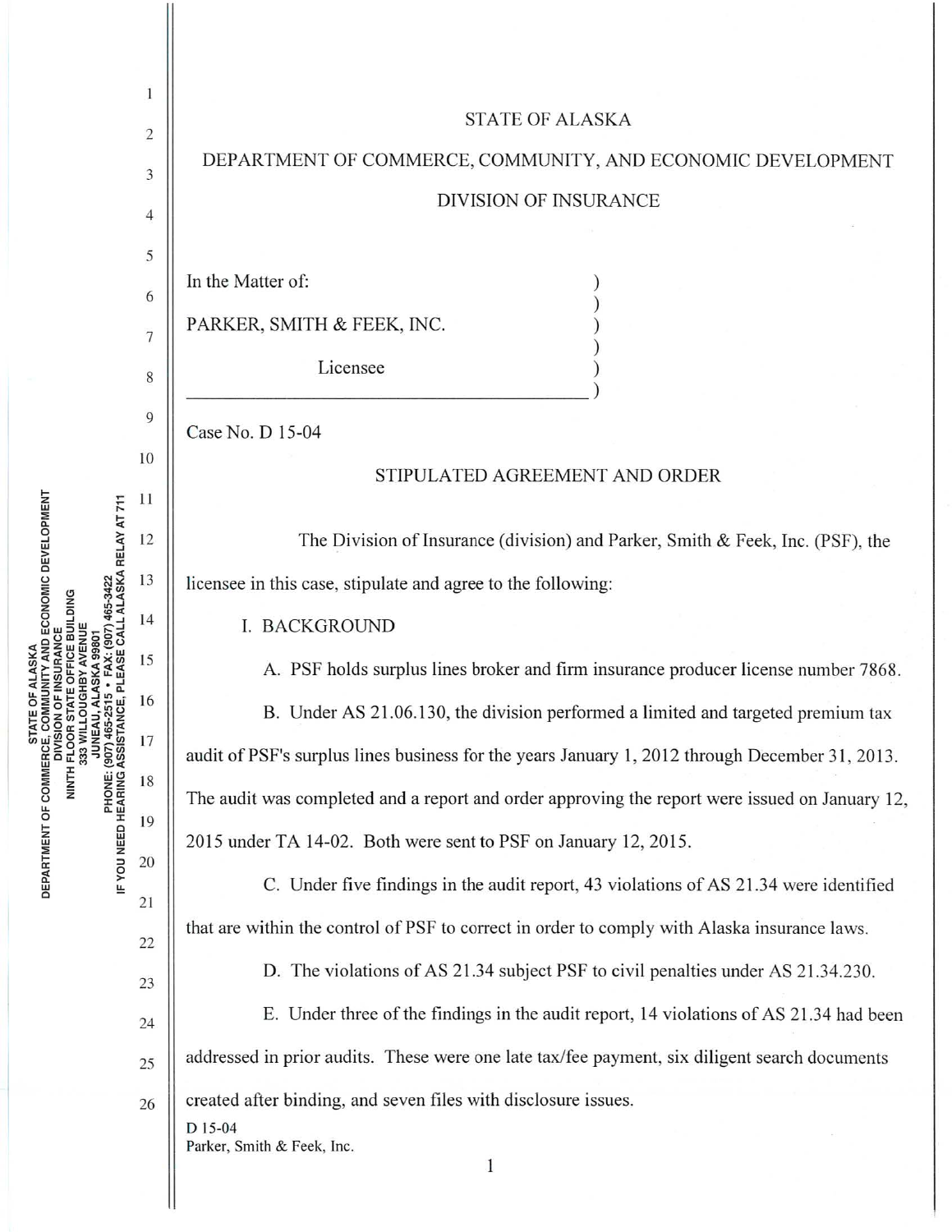# STATE OF ALASKA

## DEPARTMENT OF COMMERCE, COMMUNITY, AND ECONOMIC DEVELOPMENT

## DIVISION OF INSURANCE

In the Matter of:

PARKER, SMITH & FEEK, INC.

Licensee

Case No. D 15-04

### STIPULATED AGREEMENT AND ORDER

The Division of Insurance (division) and Parker, Smith & Feek, Inc. (PSF), the licensee in this case, stipulate and agree to the following:

I. BACKGROUND

A. PSF holds surplus lines broker and firm insurance producer license number 7868.

B. Under AS 21.06.130, the division performed a limited and targeted premium tax audit of PSF's surplus lines business for the years January 1, 2012 through December 31, 2013. The audit was completed and a report and order approving the report were issued on January 12, 2015 under TA 14-02. Both were sent to PSF on January 12, 2015.

C. Under five findings in the audit report, 43 violations of AS 21.34 were identified that are within the control of PSF to correct in order to comply with Alaska insurance laws.

D. The violations of AS 21.34 subject PSF to civil penalties under AS 21.34.230.

E. Under three of the findings in the audit report, 14 violations of AS 21.34 had been addressed in prior audits. These were one late tax/fee payment, six diligent search documents created after binding, and seven files with disclosure issues.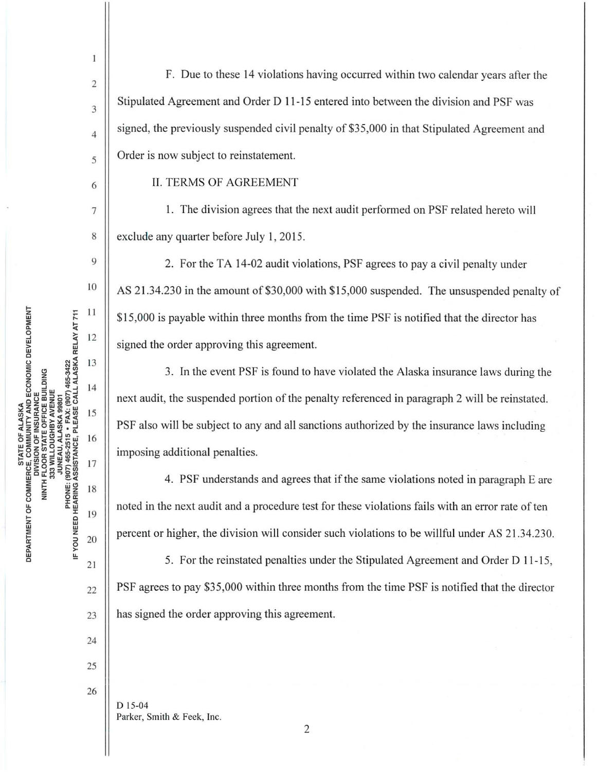F. Due to these 14 violations having occurred within two calendar years after the Stipulated Agreement and Order D 11-15 entered into between the division and PSF was signed, the previously suspended civil penalty of $35,000 in that Stipulated Agreement and Order is now subject to reinstatement.

## II. TERMS OF AGREEMENT

1. The division agrees that the next audit performed on PSF related hereto will exclude any quarter before July 1, 2015.

2. For the TA 14-02 audit violations, PSF agrees to pay a civil penalty under AS 21.34.230 in the amount of $30,000 with $15,000 suspended. The unsuspended penalty of $15,000 is payable within three months from the time PSF is notified that the director has signed the order approving this agreement.

3. In the event PSF is found to have violated the Alaska insurance laws during the next audit, the suspended portion of the penalty referenced in paragraph 2 will be reinstated. PSF also will be subject to any and all sanctions authorized by the insurance laws including imposing additional penalties.

4. PSF understands and agrees that if the same violations noted in paragraph E are noted in the next audit and a procedure test for these violations fails with an error rate of ten percent or higher, the division will consider such violations to be willful under AS 21.34.230.

5. For the reinstated penalties under the Stipulated Agreement and Order D 11-15, PSF agrees to pay $35,000 within three months from the time PSF is notified that the director has signed the order approving this agreement.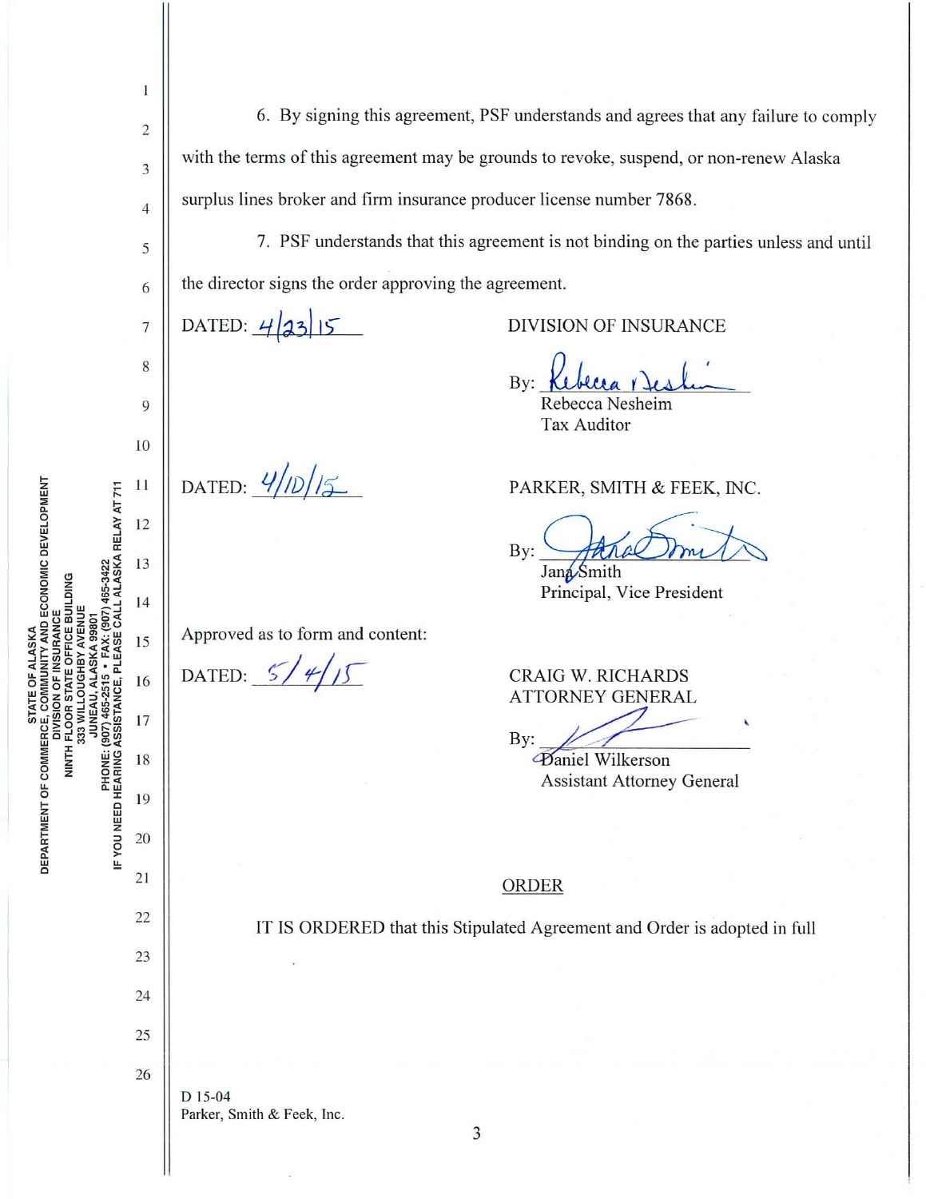6. By signing this agreement, PSF understands and agrees that any failure to comply with the terms of this agreement may be grounds to revoke, suspend, or non-renew Alaska surplus lines broker and firm insurance producer license number 7868.

7. PSF understands that this agreement is not binding on the parties unless and until the director signs the order approving the agreement.

DATED: 4/23/15

DIVISION OF INSURANCE

By: Rebecca Nesheim
Rebecca Nesheim
Tax Auditor

DATED: 4/10/15

PARKER, SMITH & FEEK, INC.

By: Jana Smith
Jana Smith
Principal, Vice President

Approved as to form and content:

DATED: 5/4/15

CRAIG W. RICHARDS
ATTORNEY GENERAL

By: 
Daniel Wilkerson
Assistant Attorney General

## ORDER

IT IS ORDERED that this Stipulated Agreement and Order is adopted in full

D 15-04
Parker, Smith & Feek, Inc.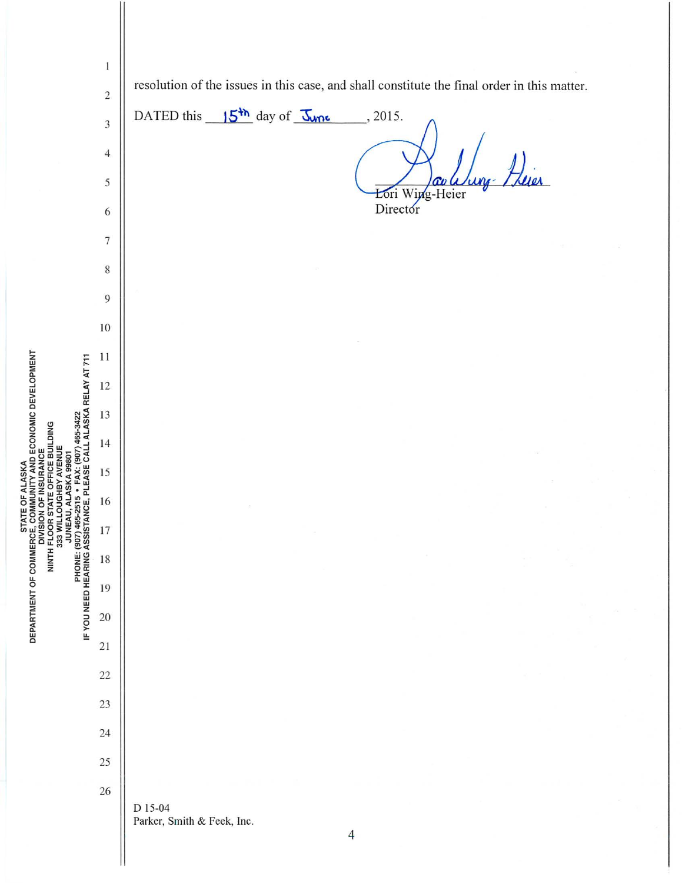resolution of the issues in this case, and shall constitute the final order in this matter.

DATED this 15th day of June, 2015.

Lori Wing-Heier
Director

D 15-04
Parker, Smith & Feek, Inc.